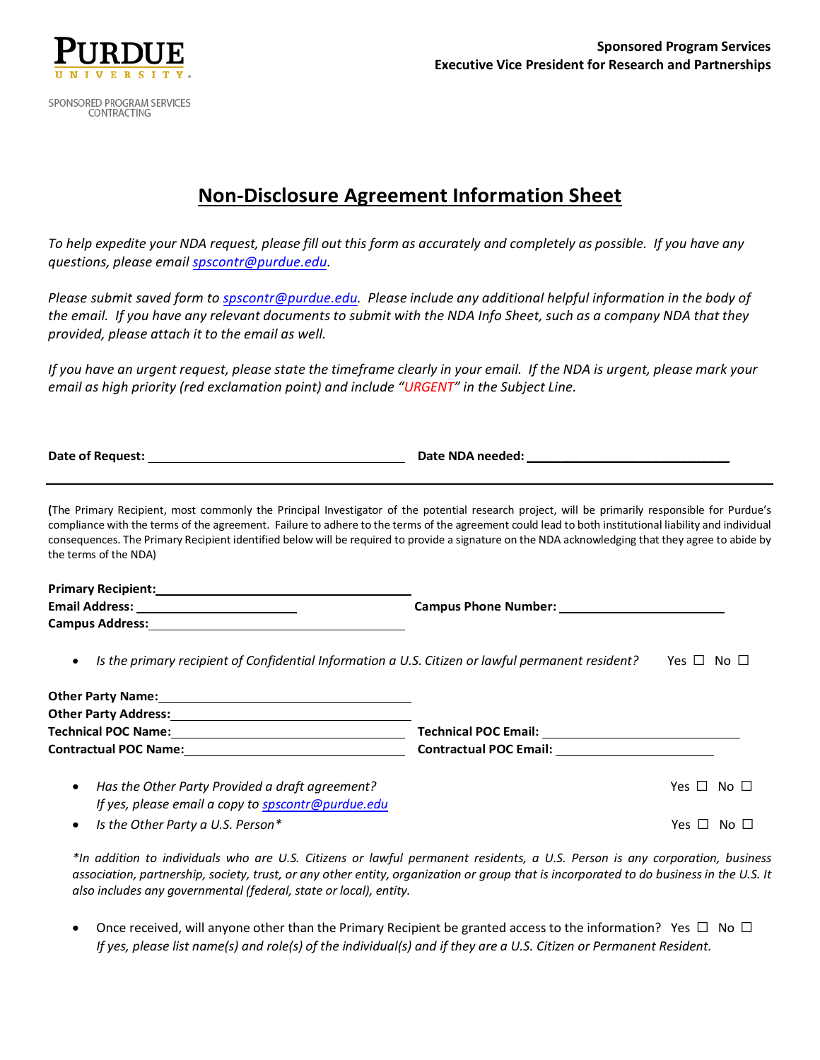PURDUE UNIVERSITY

SPONSORED PROGRAM SERVICES CONTRACTING

**Sponsored Program Services**
**Executive Vice President for Research and Partnerships**

# Non-Disclosure Agreement Information Sheet

*To help expedite your NDA request, please fill out this form as accurately and completely as possible. If you have any questions, please email spscontr@purdue.edu.*

*Please submit saved form to spscontr@purdue.edu. Please include any additional helpful information in the body of the email. If you have any relevant documents to submit with the NDA Info Sheet, such as a company NDA that they provided, please attach it to the email as well.*

*If you have an urgent request, please state the timeframe clearly in your email. If the NDA is urgent, please mark your email as high priority (red exclamation point) and include "URGENT" in the Subject Line.*

**Date of Request:** ______________________ **Date NDA needed:** ______________________

---

(The Primary Recipient, most commonly the Principal Investigator of the potential research project, will be primarily responsible for Purdue's compliance with the terms of the agreement. Failure to adhere to the terms of the agreement could lead to both institutional liability and individual consequences. The Primary Recipient identified below will be required to provide a signature on the NDA acknowledging that they agree to abide by the terms of the NDA)

**Primary Recipient:** ______________________
**Email Address:** ______________________ **Campus Phone Number:** ______________________
**Campus Address:** ______________________

- *Is the primary recipient of Confidential Information a U.S. Citizen or lawful permanent resident?* Yes ☐ No ☐

**Other Party Name:** ______________________
**Other Party Address:** ______________________
**Technical POC Name:** ______________________ **Technical POC Email:** ______________________
**Contractual POC Name:** ______________________ **Contractual POC Email:** ______________________

- *Has the Other Party Provided a draft agreement?* Yes ☐ No ☐
  *If yes, please email a copy to spscontr@purdue.edu*
- *Is the Other Party a U.S. Person\** Yes ☐ No ☐

*\*In addition to individuals who are U.S. Citizens or lawful permanent residents, a U.S. Person is any corporation, business association, partnership, society, trust, or any other entity, organization or group that is incorporated to do business in the U.S. It also includes any governmental (federal, state or local), entity.*

- Once received, will anyone other than the Primary Recipient be granted access to the information? Yes ☐ No ☐
  *If yes, please list name(s) and role(s) of the individual(s) and if they are a U.S. Citizen or Permanent Resident.*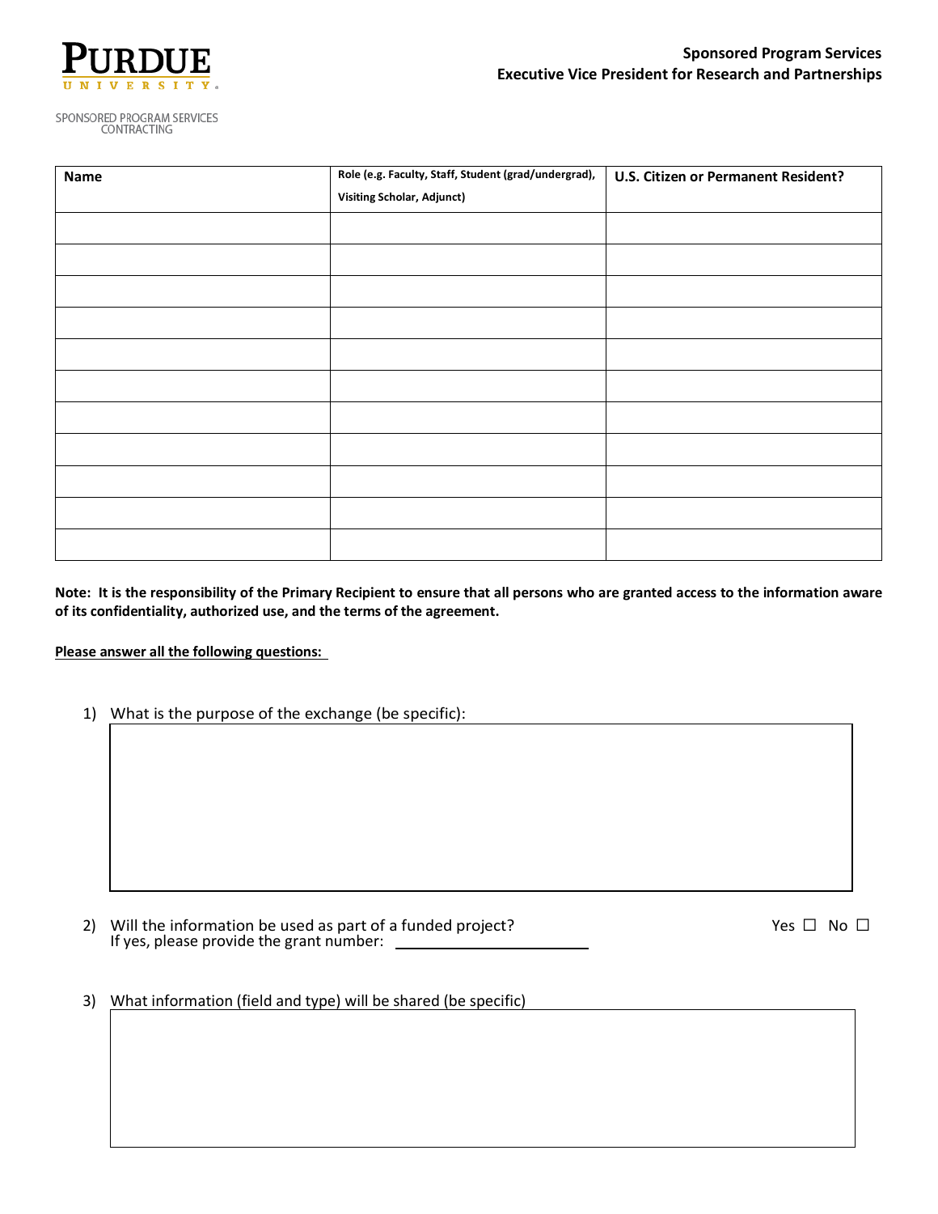PURDUE UNIVERSITY

SPONSORED PROGRAM SERVICES CONTRACTING

**Sponsored Program Services**
**Executive Vice President for Research and Partnerships**

| Name | Role (e.g. Faculty, Staff, Student (grad/undergrad), Visiting Scholar, Adjunct) | U.S. Citizen or Permanent Resident? |
|---|---|---|
| | | |
| | | |
| | | |
| | | |
| | | |
| | | |
| | | |
| | | |
| | | |
| | | |
| | | |

**Note: It is the responsibility of the Primary Recipient to ensure that all persons who are granted access to the information aware of its confidentiality, authorized use, and the terms of the agreement.**

**Please answer all the following questions:**

1) What is the purpose of the exchange (be specific):

2) Will the information be used as part of a funded project? Yes ☐ No ☐
   If yes, please provide the grant number: ____________________

3) What information (field and type) will be shared (be specific)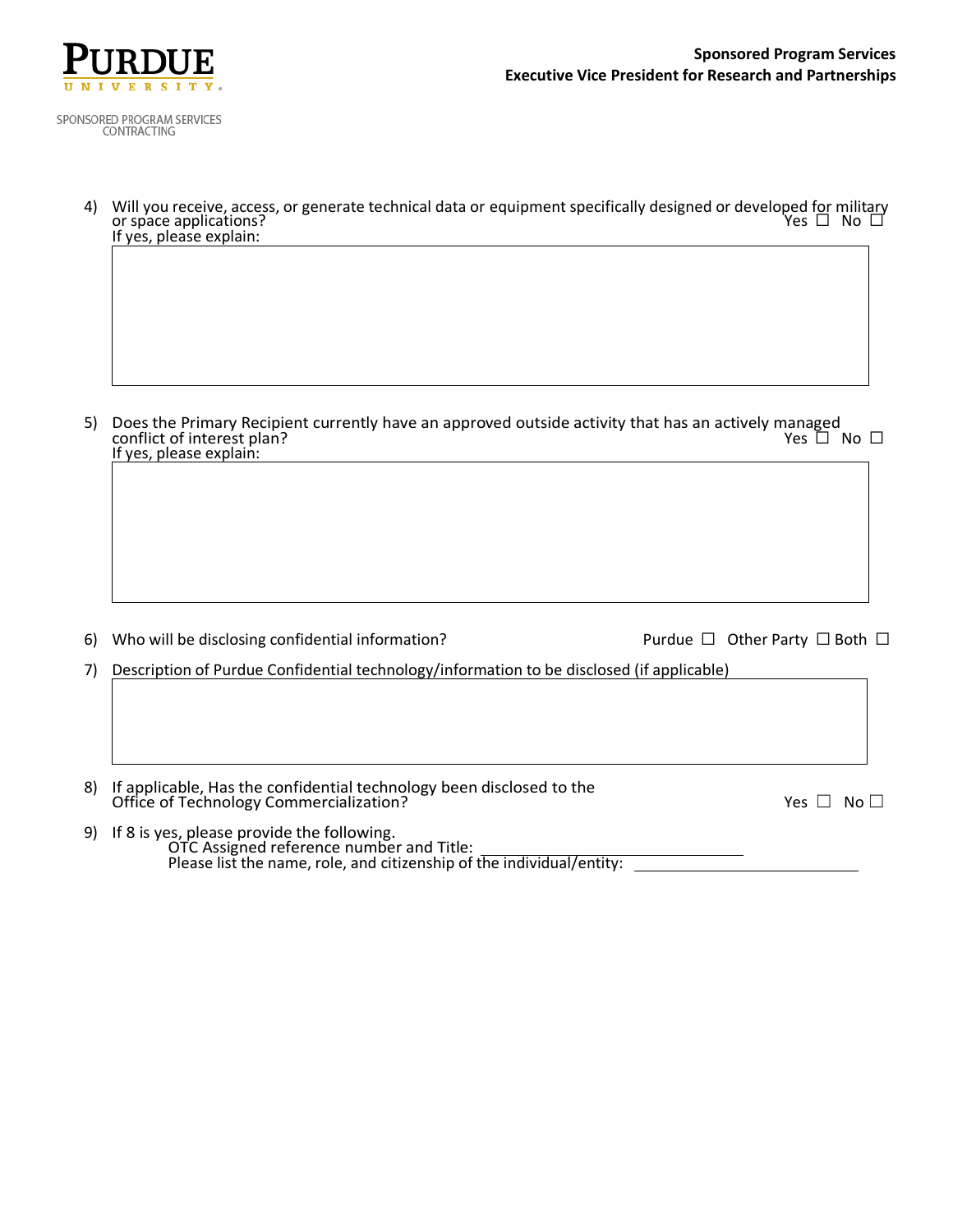4) Will you receive, access, or generate technical data or equipment specifically designed or developed for military or space applications? Yes ☐ No ☐

   If yes, please explain:

5) Does the Primary Recipient currently have an approved outside activity that has an actively managed conflict of interest plan? Yes ☐ No ☐

   If yes, please explain:

6) Who will be disclosing confidential information? Purdue ☐ Other Party ☐ Both ☐

7) Description of Purdue Confidential technology/information to be disclosed (if applicable)

8) If applicable, Has the confidential technology been disclosed to the Office of Technology Commercialization? Yes ☐ No ☐

9) If 8 is yes, please provide the following.

   OTC Assigned reference number and Title: ______________________________

   Please list the name, role, and citizenship of the individual/entity: ______________________________